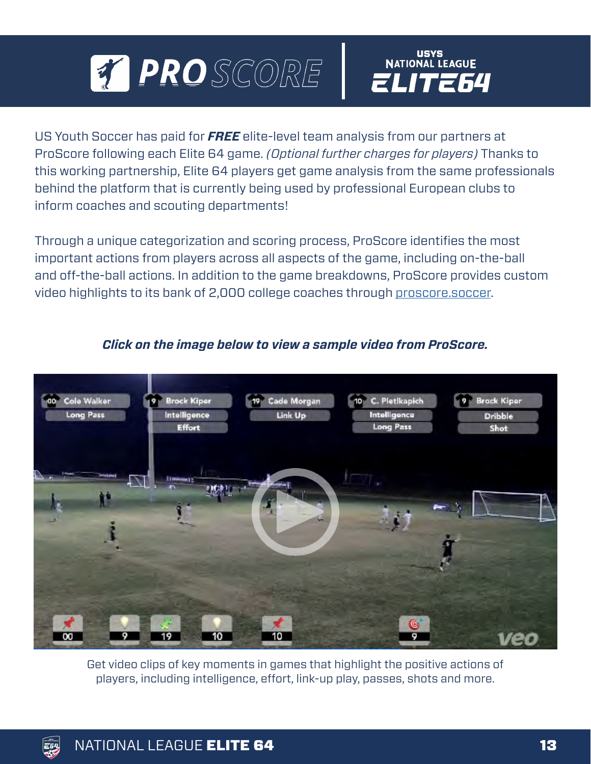# PROSCORE | USYS NATIONAL LEAGUE ELITE64

US Youth Soccer has paid for ***FREE*** elite-level team analysis from our partners at ProScore following each Elite 64 game. *(Optional further charges for players)* Thanks to this working partnership, Elite 64 players get game analysis from the same professionals behind the platform that is currently being used by professional European clubs to inform coaches and scouting departments!

Through a unique categorization and scoring process, ProScore identifies the most important actions from players across all aspects of the game, including on-the-ball and off-the-ball actions. In addition to the game breakdowns, ProScore provides custom video highlights to its bank of 2,000 college coaches through proscore.soccer.

***Click on the image below to view a sample video from ProScore.***

Get video clips of key moments in games that highlight the positive actions of players, including intelligence, effort, link-up play, passes, shots and more.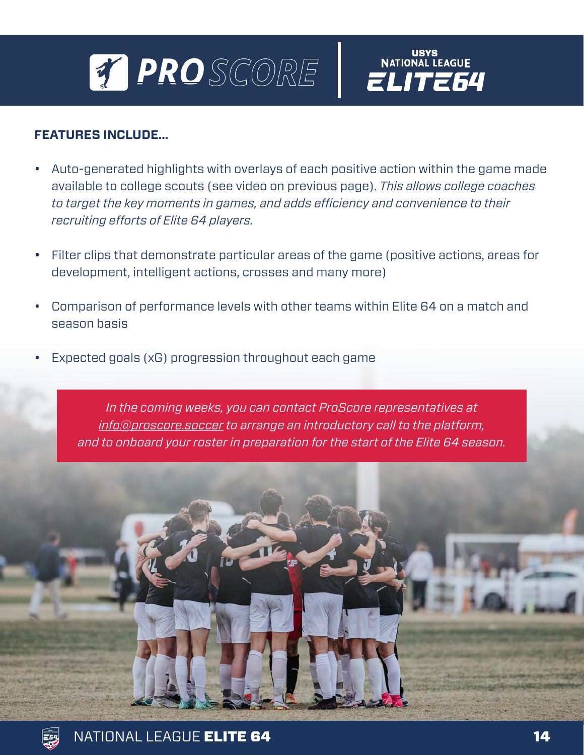# PRO SCORE | USYS NATIONAL LEAGUE ELITE 64

**FEATURES INCLUDE...**

- Auto-generated highlights with overlays of each positive action within the game made available to college scouts (see video on previous page). *This allows college coaches to target the key moments in games, and adds efficiency and convenience to their recruiting efforts of Elite 64 players.*
- Filter clips that demonstrate particular areas of the game (positive actions, areas for development, intelligent actions, crosses and many more)
- Comparison of performance levels with other teams within Elite 64 on a match and season basis
- Expected goals (xG) progression throughout each game

*In the coming weeks, you can contact ProScore representatives at info@proscore.soccer to arrange an introductory call to the platform, and to onboard your roster in preparation for the start of the Elite 64 season.*